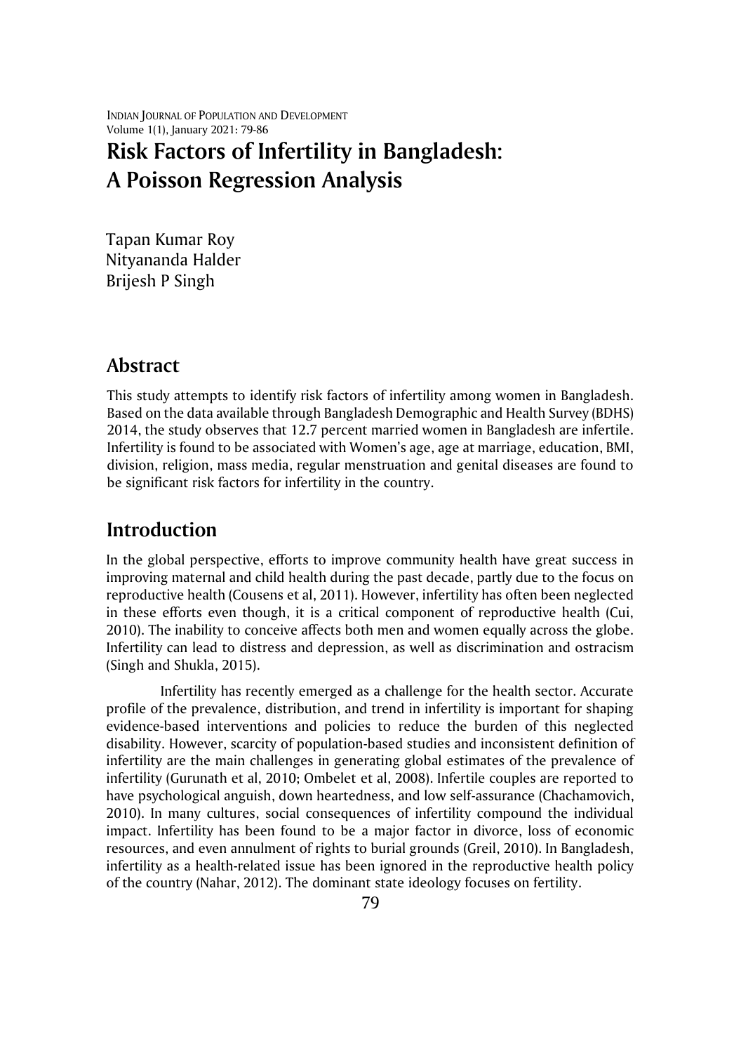# Risk Factors of Infertility in Bangladesh: A Poisson Regression Analysis

Tapan Kumar Roy
Nityananda Halder
Brijesh P Singh

## Abstract

This study attempts to identify risk factors of infertility among women in Bangladesh. Based on the data available through Bangladesh Demographic and Health Survey (BDHS) 2014, the study observes that 12.7 percent married women in Bangladesh are infertile. Infertility is found to be associated with Women's age, age at marriage, education, BMI, division, religion, mass media, regular menstruation and genital diseases are found to be significant risk factors for infertility in the country.

## Introduction

In the global perspective, efforts to improve community health have great success in improving maternal and child health during the past decade, partly due to the focus on reproductive health (Cousens et al, 2011). However, infertility has often been neglected in these efforts even though, it is a critical component of reproductive health (Cui, 2010). The inability to conceive affects both men and women equally across the globe. Infertility can lead to distress and depression, as well as discrimination and ostracism (Singh and Shukla, 2015).

Infertility has recently emerged as a challenge for the health sector. Accurate profile of the prevalence, distribution, and trend in infertility is important for shaping evidence-based interventions and policies to reduce the burden of this neglected disability. However, scarcity of population-based studies and inconsistent definition of infertility are the main challenges in generating global estimates of the prevalence of infertility (Gurunath et al, 2010; Ombelet et al, 2008). Infertile couples are reported to have psychological anguish, down heartedness, and low self-assurance (Chachamovich, 2010). In many cultures, social consequences of infertility compound the individual impact. Infertility has been found to be a major factor in divorce, loss of economic resources, and even annulment of rights to burial grounds (Greil, 2010). In Bangladesh, infertility as a health-related issue has been ignored in the reproductive health policy of the country (Nahar, 2012). The dominant state ideology focuses on fertility.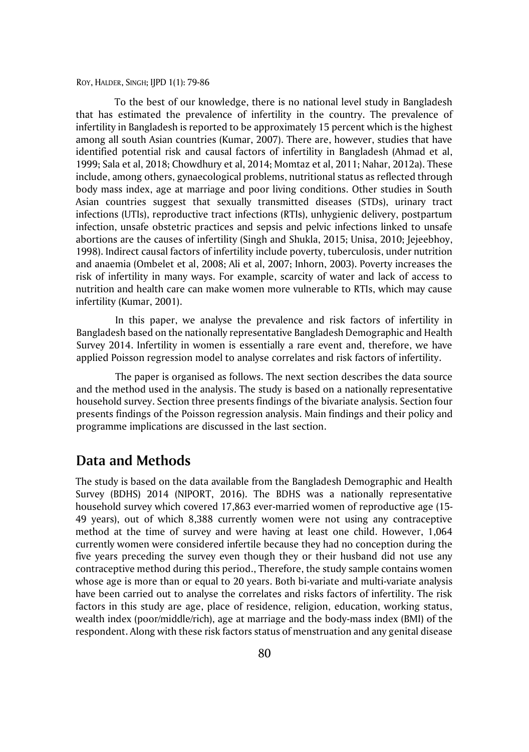To the best of our knowledge, there is no national level study in Bangladesh that has estimated the prevalence of infertility in the country. The prevalence of infertility in Bangladesh is reported to be approximately 15 percent which is the highest among all south Asian countries (Kumar, 2007). There are, however, studies that have identified potential risk and causal factors of infertility in Bangladesh (Ahmad et al, 1999; Sala et al, 2018; Chowdhury et al, 2014; Momtaz et al, 2011; Nahar, 2012a). These include, among others, gynaecological problems, nutritional status as reflected through body mass index, age at marriage and poor living conditions. Other studies in South Asian countries suggest that sexually transmitted diseases (STDs), urinary tract infections (UTIs), reproductive tract infections (RTIs), unhygienic delivery, postpartum infection, unsafe obstetric practices and sepsis and pelvic infections linked to unsafe abortions are the causes of infertility (Singh and Shukla, 2015; Unisa, 2010; Jejeebhoy, 1998). Indirect causal factors of infertility include poverty, tuberculosis, under nutrition and anaemia (Ombelet et al, 2008; Ali et al, 2007; Inhorn, 2003). Poverty increases the risk of infertility in many ways. For example, scarcity of water and lack of access to nutrition and health care can make women more vulnerable to RTIs, which may cause infertility (Kumar, 2001).

In this paper, we analyse the prevalence and risk factors of infertility in Bangladesh based on the nationally representative Bangladesh Demographic and Health Survey 2014. Infertility in women is essentially a rare event and, therefore, we have applied Poisson regression model to analyse correlates and risk factors of infertility.

The paper is organised as follows. The next section describes the data source and the method used in the analysis. The study is based on a nationally representative household survey. Section three presents findings of the bivariate analysis. Section four presents findings of the Poisson regression analysis. Main findings and their policy and programme implications are discussed in the last section.

## Data and Methods

The study is based on the data available from the Bangladesh Demographic and Health Survey (BDHS) 2014 (NIPORT, 2016). The BDHS was a nationally representative household survey which covered 17,863 ever-married women of reproductive age (15-49 years), out of which 8,388 currently women were not using any contraceptive method at the time of survey and were having at least one child. However, 1,064 currently women were considered infertile because they had no conception during the five years preceding the survey even though they or their husband did not use any contraceptive method during this period., Therefore, the study sample contains women whose age is more than or equal to 20 years. Both bi-variate and multi-variate analysis have been carried out to analyse the correlates and risks factors of infertility. The risk factors in this study are age, place of residence, religion, education, working status, wealth index (poor/middle/rich), age at marriage and the body-mass index (BMI) of the respondent. Along with these risk factors status of menstruation and any genital disease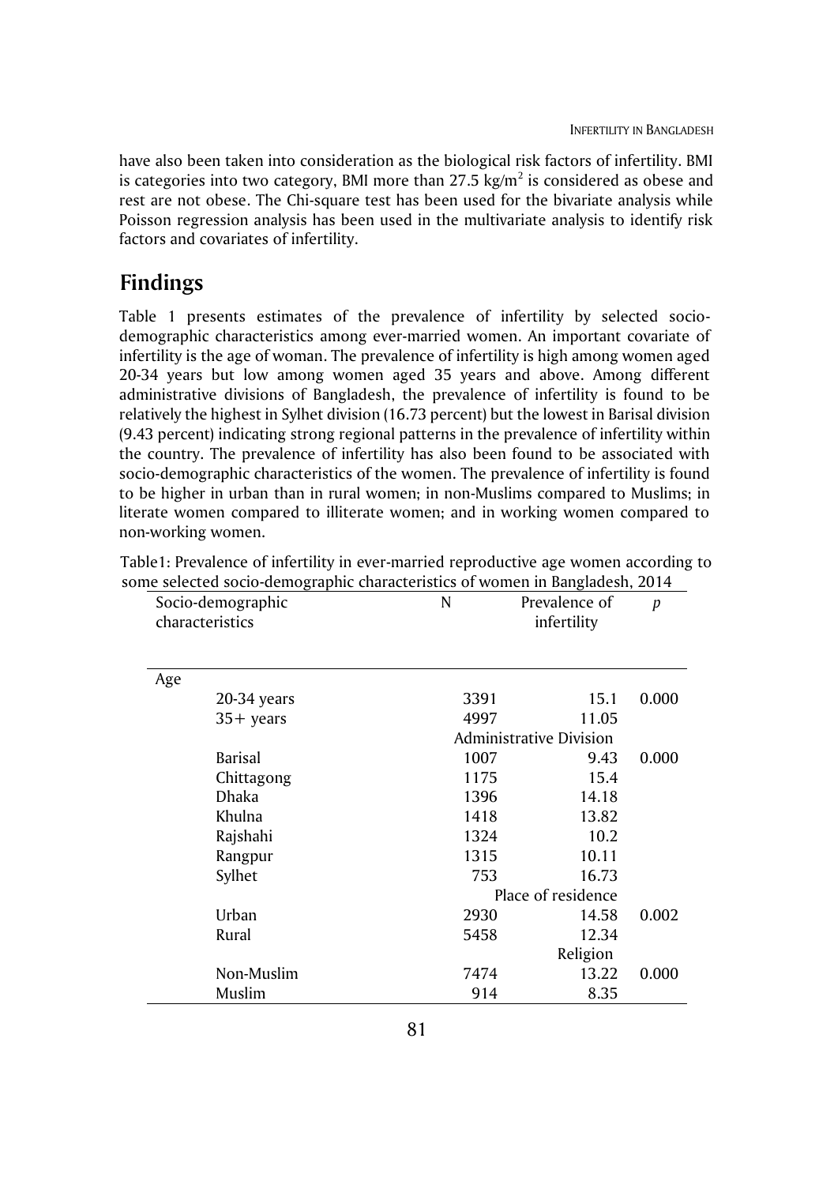have also been taken into consideration as the biological risk factors of infertility. BMI is categories into two category, BMI more than 27.5 kg/m$^2$ is considered as obese and rest are not obese. The Chi-square test has been used for the bivariate analysis while Poisson regression analysis has been used in the multivariate analysis to identify risk factors and covariates of infertility.

## Findings

Table 1 presents estimates of the prevalence of infertility by selected socio-demographic characteristics among ever-married women. An important covariate of infertility is the age of woman. The prevalence of infertility is high among women aged 20-34 years but low among women aged 35 years and above. Among different administrative divisions of Bangladesh, the prevalence of infertility is found to be relatively the highest in Sylhet division (16.73 percent) but the lowest in Barisal division (9.43 percent) indicating strong regional patterns in the prevalence of infertility within the country. The prevalence of infertility has also been found to be associated with socio-demographic characteristics of the women. The prevalence of infertility is found to be higher in urban than in rural women; in non-Muslims compared to Muslims; in literate women compared to illiterate women; and in working women compared to non-working women.

Table1: Prevalence of infertility in ever-married reproductive age women according to some selected socio-demographic characteristics of women in Bangladesh, 2014

| Socio-demographic characteristics | N | Prevalence of infertility | *p* |
|---|---|---|---|
| Age | | | |
| 20-34 years | 3391 | 15.1 | 0.000 |
| 35+ years | 4997 | 11.05 | |
| Administrative Division | | | |
| Barisal | 1007 | 9.43 | 0.000 |
| Chittagong | 1175 | 15.4 | |
| Dhaka | 1396 | 14.18 | |
| Khulna | 1418 | 13.82 | |
| Rajshahi | 1324 | 10.2 | |
| Rangpur | 1315 | 10.11 | |
| Sylhet | 753 | 16.73 | |
| Place of residence | | | |
| Urban | 2930 | 14.58 | 0.002 |
| Rural | 5458 | 12.34 | |
| Religion | | | |
| Non-Muslim | 7474 | 13.22 | 0.000 |
| Muslim | 914 | 8.35 | |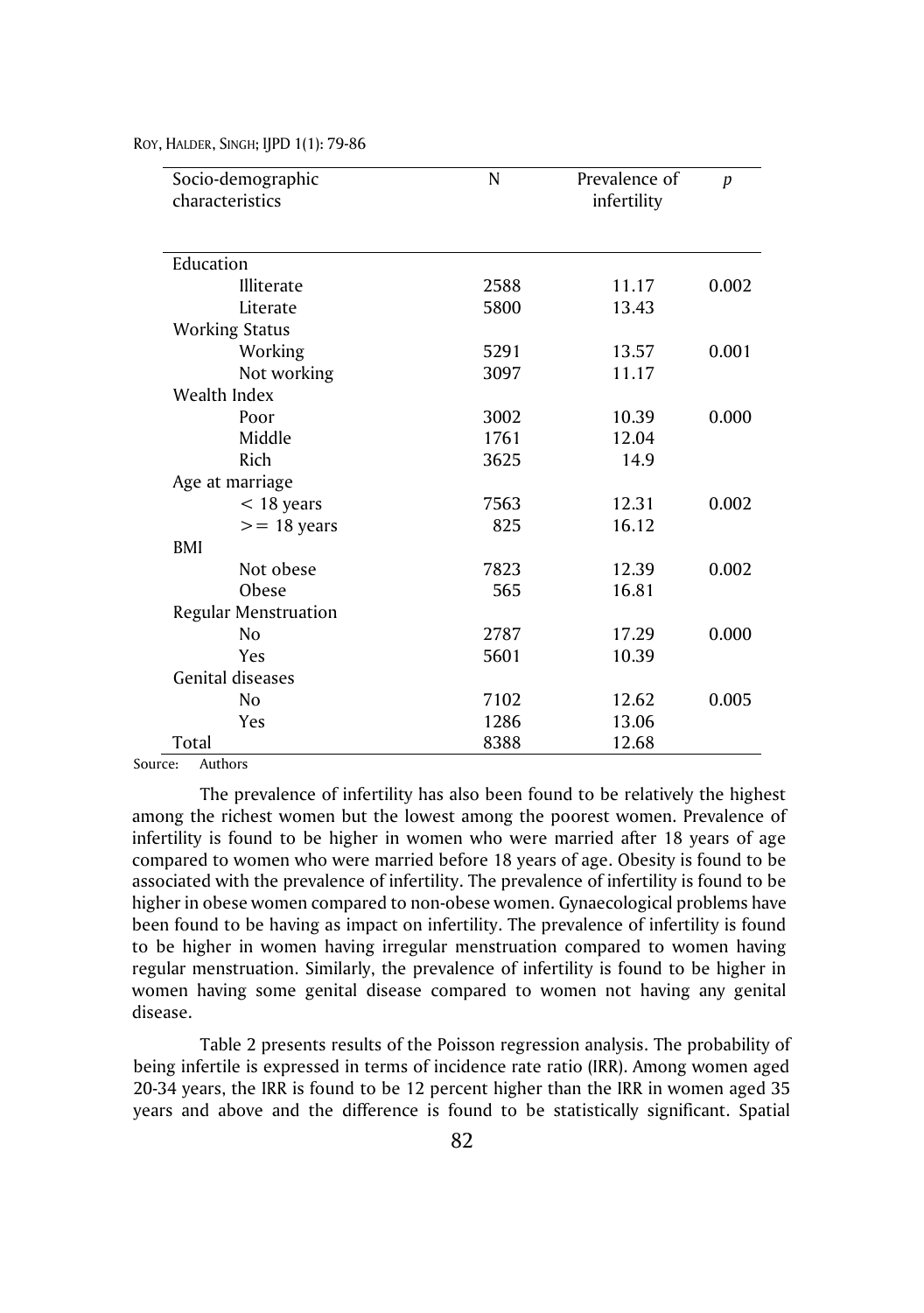| Socio-demographic characteristics | N | Prevalence of infertility | *p* |
|---|---|---|---|
| Education | | | |
| Illiterate | 2588 | 11.17 | 0.002 |
| Literate | 5800 | 13.43 | |
| Working Status | | | |
| Working | 5291 | 13.57 | 0.001 |
| Not working | 3097 | 11.17 | |
| Wealth Index | | | |
| Poor | 3002 | 10.39 | 0.000 |
| Middle | 1761 | 12.04 | |
| Rich | 3625 | 14.9 | |
| Age at marriage | | | |
| < 18 years | 7563 | 12.31 | 0.002 |
| >= 18 years | 825 | 16.12 | |
| BMI | | | |
| Not obese | 7823 | 12.39 | 0.002 |
| Obese | 565 | 16.81 | |
| Regular Menstruation | | | |
| No | 2787 | 17.29 | 0.000 |
| Yes | 5601 | 10.39 | |
| Genital diseases | | | |
| No | 7102 | 12.62 | 0.005 |
| Yes | 1286 | 13.06 | |
| Total | 8388 | 12.68 | |

Source: Authors

The prevalence of infertility has also been found to be relatively the highest among the richest women but the lowest among the poorest women. Prevalence of infertility is found to be higher in women who were married after 18 years of age compared to women who were married before 18 years of age. Obesity is found to be associated with the prevalence of infertility. The prevalence of infertility is found to be higher in obese women compared to non-obese women. Gynaecological problems have been found to be having as impact on infertility. The prevalence of infertility is found to be higher in women having irregular menstruation compared to women having regular menstruation. Similarly, the prevalence of infertility is found to be higher in women having some genital disease compared to women not having any genital disease.

Table 2 presents results of the Poisson regression analysis. The probability of being infertile is expressed in terms of incidence rate ratio (IRR). Among women aged 20-34 years, the IRR is found to be 12 percent higher than the IRR in women aged 35 years and above and the difference is found to be statistically significant. Spatial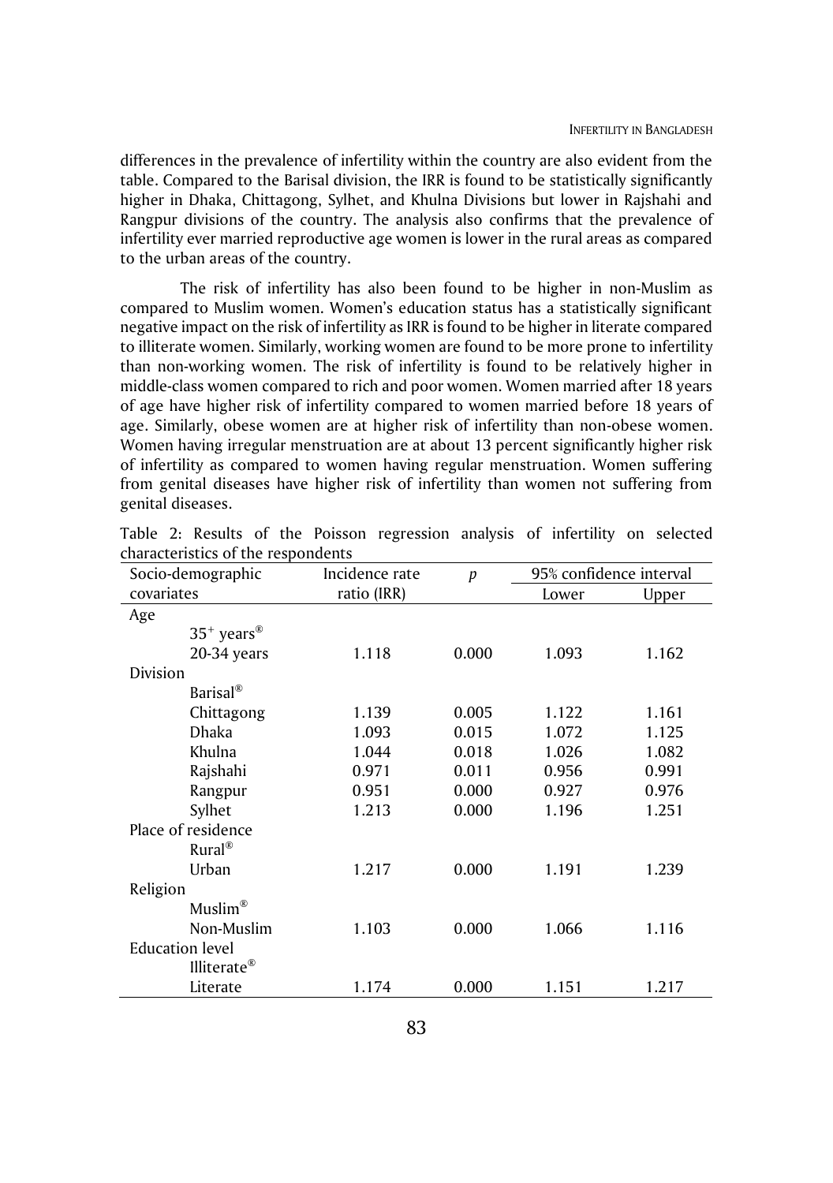differences in the prevalence of infertility within the country are also evident from the table. Compared to the Barisal division, the IRR is found to be statistically significantly higher in Dhaka, Chittagong, Sylhet, and Khulna Divisions but lower in Rajshahi and Rangpur divisions of the country. The analysis also confirms that the prevalence of infertility ever married reproductive age women is lower in the rural areas as compared to the urban areas of the country.

The risk of infertility has also been found to be higher in non-Muslim as compared to Muslim women. Women's education status has a statistically significant negative impact on the risk of infertility as IRR is found to be higher in literate compared to illiterate women. Similarly, working women are found to be more prone to infertility than non-working women. The risk of infertility is found to be relatively higher in middle-class women compared to rich and poor women. Women married after 18 years of age have higher risk of infertility compared to women married before 18 years of age. Similarly, obese women are at higher risk of infertility than non-obese women. Women having irregular menstruation are at about 13 percent significantly higher risk of infertility as compared to women having regular menstruation. Women suffering from genital diseases have higher risk of infertility than women not suffering from genital diseases.

Table 2: Results of the Poisson regression analysis of infertility on selected characteristics of the respondents

| Socio-demographic covariates | Incidence rate ratio (IRR) | $p$ | 95% confidence interval | |
|---|---|---|---|---|
| | | | Lower | Upper |
| Age | | | | |
| $35^{+}$ years® | | | | |
| 20-34 years | 1.118 | 0.000 | 1.093 | 1.162 |
| Division | | | | |
| Barisal® | | | | |
| Chittagong | 1.139 | 0.005 | 1.122 | 1.161 |
| Dhaka | 1.093 | 0.015 | 1.072 | 1.125 |
| Khulna | 1.044 | 0.018 | 1.026 | 1.082 |
| Rajshahi | 0.971 | 0.011 | 0.956 | 0.991 |
| Rangpur | 0.951 | 0.000 | 0.927 | 0.976 |
| Sylhet | 1.213 | 0.000 | 1.196 | 1.251 |
| Place of residence | | | | |
| Rural® | | | | |
| Urban | 1.217 | 0.000 | 1.191 | 1.239 |
| Religion | | | | |
| Muslim® | | | | |
| Non-Muslim | 1.103 | 0.000 | 1.066 | 1.116 |
| Education level | | | | |
| Illiterate® | | | | |
| Literate | 1.174 | 0.000 | 1.151 | 1.217 |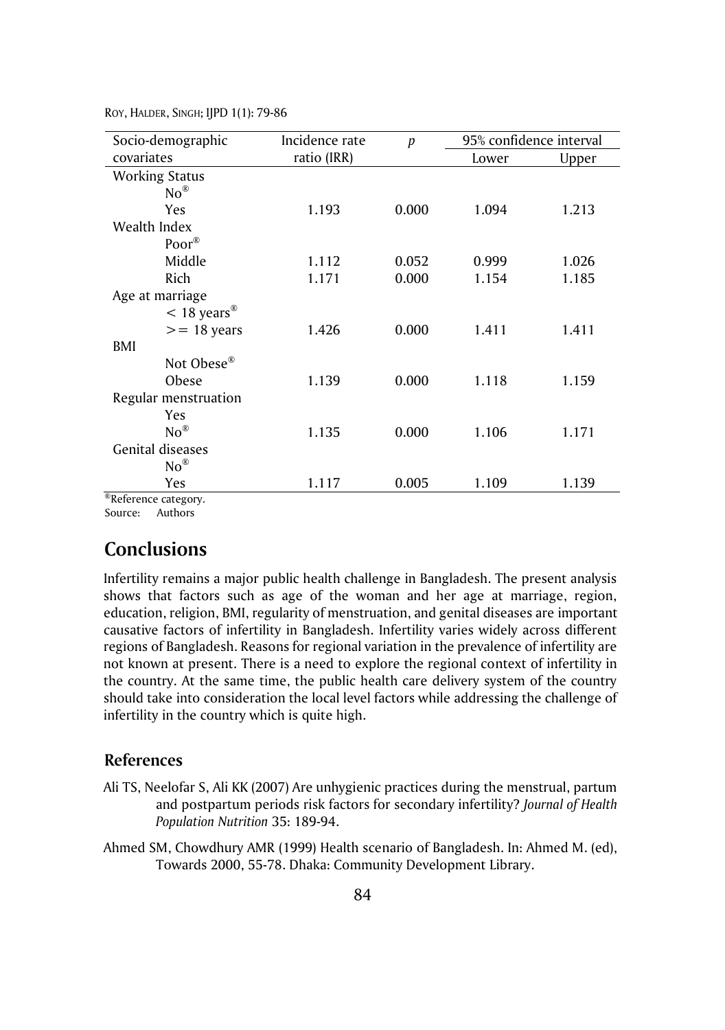| Socio-demographic covariates | Incidence rate ratio (IRR) | $p$ | 95% confidence interval | |
|---|---|---|---|---|
| | | | Lower | Upper |
| Working Status | | | | |
| No® | | | | |
| Yes | 1.193 | 0.000 | 1.094 | 1.213 |
| Wealth Index | | | | |
| Poor® | | | | |
| Middle | 1.112 | 0.052 | 0.999 | 1.026 |
| Rich | 1.171 | 0.000 | 1.154 | 1.185 |
| Age at marriage | | | | |
| < 18 years® | | | | |
| >= 18 years | 1.426 | 0.000 | 1.411 | 1.411 |
| BMI | | | | |
| Not Obese® | | | | |
| Obese | 1.139 | 0.000 | 1.118 | 1.159 |
| Regular menstruation | | | | |
| Yes | | | | |
| No® | 1.135 | 0.000 | 1.106 | 1.171 |
| Genital diseases | | | | |
| No® | | | | |
| Yes | 1.117 | 0.005 | 1.109 | 1.139 |

®Reference category.
Source: Authors

## Conclusions

Infertility remains a major public health challenge in Bangladesh. The present analysis shows that factors such as age of the woman and her age at marriage, region, education, religion, BMI, regularity of menstruation, and genital diseases are important causative factors of infertility in Bangladesh. Infertility varies widely across different regions of Bangladesh. Reasons for regional variation in the prevalence of infertility are not known at present. There is a need to explore the regional context of infertility in the country. At the same time, the public health care delivery system of the country should take into consideration the local level factors while addressing the challenge of infertility in the country which is quite high.

## References

Ali TS, Neelofar S, Ali KK (2007) Are unhygienic practices during the menstrual, partum and postpartum periods risk factors for secondary infertility? *Journal of Health Population Nutrition* 35: 189-94.

Ahmed SM, Chowdhury AMR (1999) Health scenario of Bangladesh. In: Ahmed M. (ed), Towards 2000, 55-78. Dhaka: Community Development Library.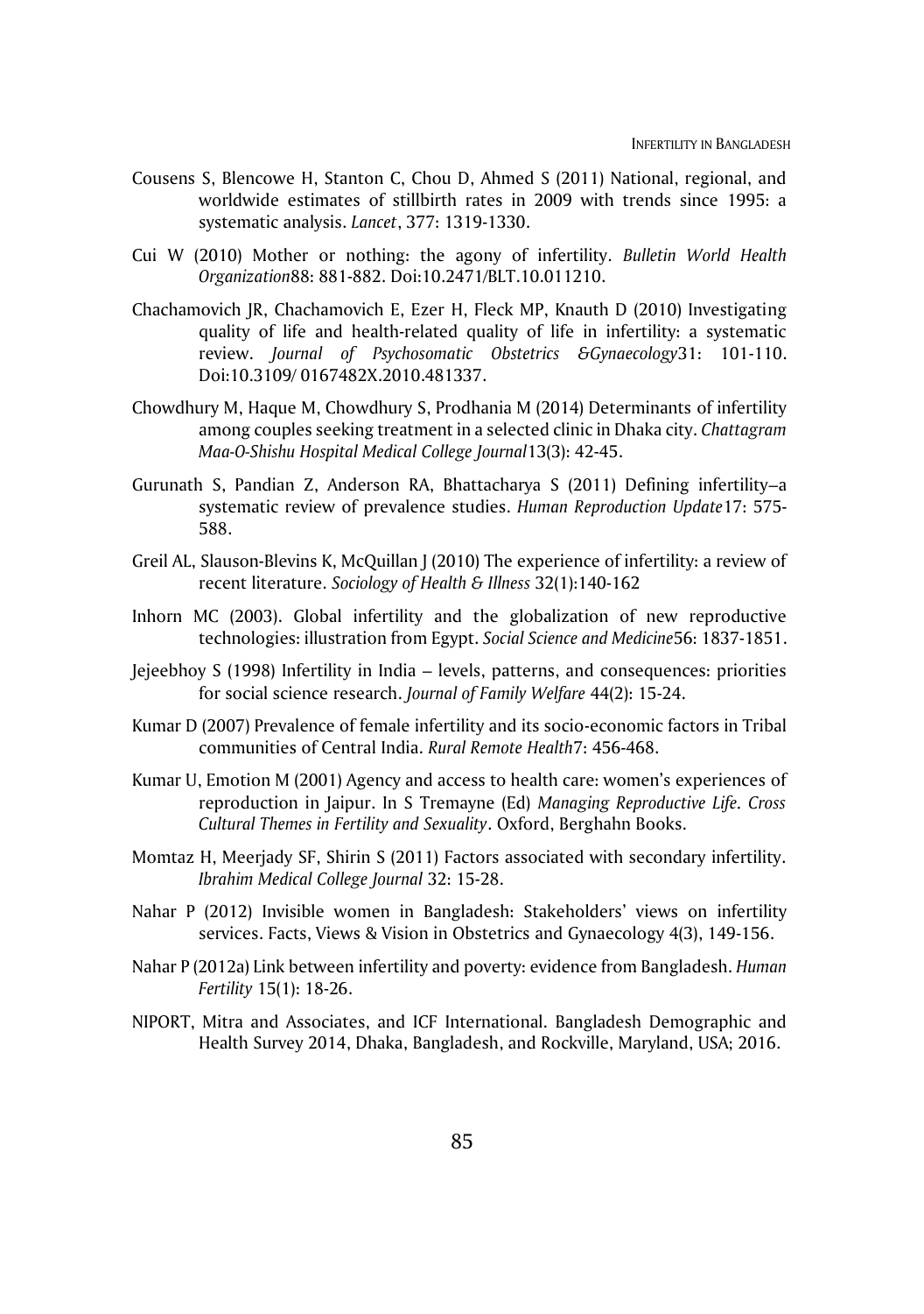Cousens S, Blencowe H, Stanton C, Chou D, Ahmed S (2011) National, regional, and worldwide estimates of stillbirth rates in 2009 with trends since 1995: a systematic analysis. *Lancet*, 377: 1319-1330.

Cui W (2010) Mother or nothing: the agony of infertility. *Bulletin World Health Organization*88: 881-882. Doi:10.2471/BLT.10.011210.

Chachamovich JR, Chachamovich E, Ezer H, Fleck MP, Knauth D (2010) Investigating quality of life and health-related quality of life in infertility: a systematic review. *Journal of Psychosomatic Obstetrics &Gynaecology*31: 101-110. Doi:10.3109/ 0167482X.2010.481337.

Chowdhury M, Haque M, Chowdhury S, Prodhania M (2014) Determinants of infertility among couples seeking treatment in a selected clinic in Dhaka city. *Chattagram Maa-O-Shishu Hospital Medical College Journal*13(3): 42-45.

Gurunath S, Pandian Z, Anderson RA, Bhattacharya S (2011) Defining infertility–a systematic review of prevalence studies. *Human Reproduction Update*17: 575-588.

Greil AL, Slauson-Blevins K, McQuillan J (2010) The experience of infertility: a review of recent literature. *Sociology of Health & Illness* 32(1):140-162

Inhorn MC (2003). Global infertility and the globalization of new reproductive technologies: illustration from Egypt. *Social Science and Medicine*56: 1837-1851.

Jejeebhoy S (1998) Infertility in India – levels, patterns, and consequences: priorities for social science research. *Journal of Family Welfare* 44(2): 15-24.

Kumar D (2007) Prevalence of female infertility and its socio-economic factors in Tribal communities of Central India. *Rural Remote Health*7: 456-468.

Kumar U, Emotion M (2001) Agency and access to health care: women's experiences of reproduction in Jaipur. In S Tremayne (Ed) *Managing Reproductive Life. Cross Cultural Themes in Fertility and Sexuality*. Oxford, Berghahn Books.

Momtaz H, Meerjady SF, Shirin S (2011) Factors associated with secondary infertility. *Ibrahim Medical College Journal* 32: 15-28.

Nahar P (2012) Invisible women in Bangladesh: Stakeholders' views on infertility services. Facts, Views & Vision in Obstetrics and Gynaecology 4(3), 149-156.

Nahar P (2012a) Link between infertility and poverty: evidence from Bangladesh. *Human Fertility* 15(1): 18-26.

NIPORT, Mitra and Associates, and ICF International. Bangladesh Demographic and Health Survey 2014, Dhaka, Bangladesh, and Rockville, Maryland, USA; 2016.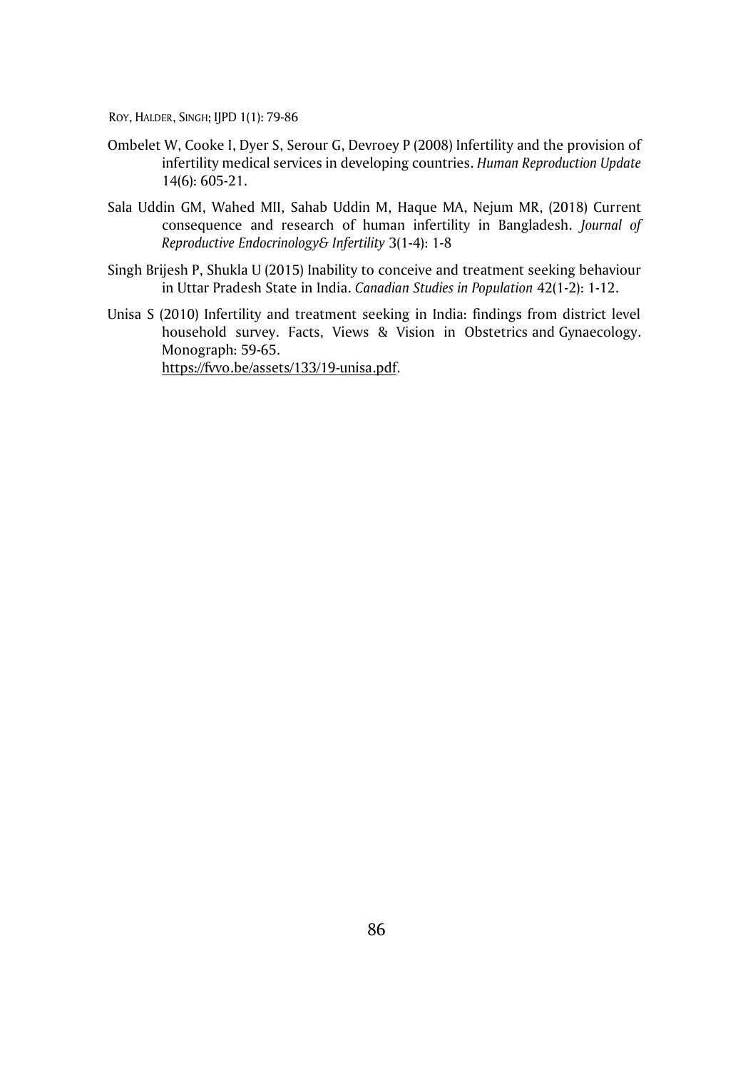Ombelet W, Cooke I, Dyer S, Serour G, Devroey P (2008) Infertility and the provision of infertility medical services in developing countries. *Human Reproduction Update* 14(6): 605-21.

Sala Uddin GM, Wahed MII, Sahab Uddin M, Haque MA, Nejum MR, (2018) Current consequence and research of human infertility in Bangladesh. *Journal of Reproductive Endocrinology& Infertility* 3(1-4): 1-8

Singh Brijesh P, Shukla U (2015) Inability to conceive and treatment seeking behaviour in Uttar Pradesh State in India. *Canadian Studies in Population* 42(1-2): 1-12.

Unisa S (2010) Infertility and treatment seeking in India: findings from district level household survey. Facts, Views & Vision in Obstetrics and Gynaecology. Monograph: 59-65. https://fvvo.be/assets/133/19-unisa.pdf.